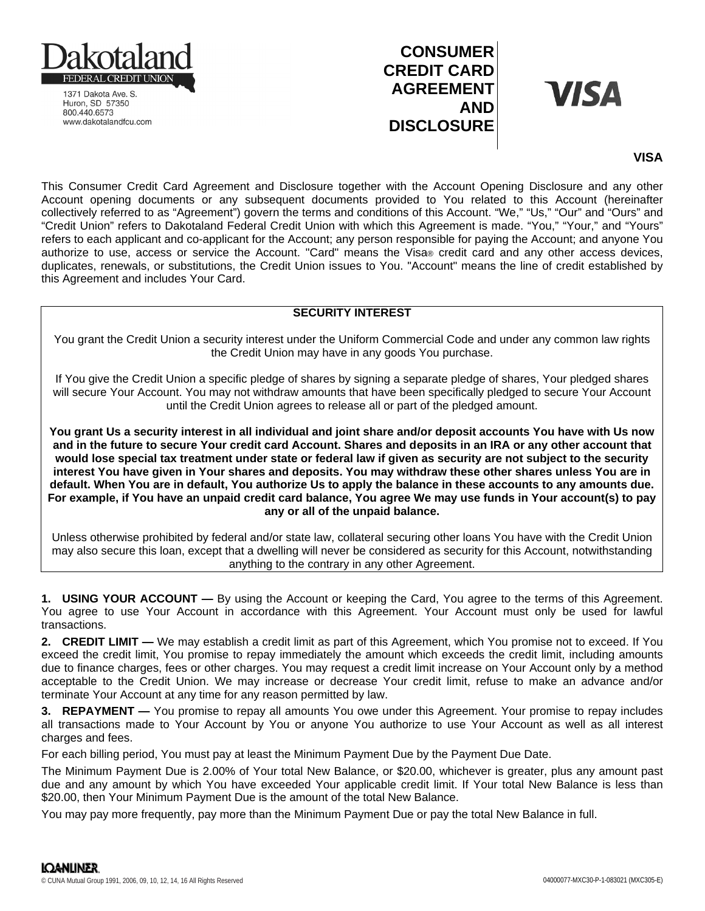Dakotaland FEDERAL CREDIT UNION
1371 Dakota Ave. S.
Huron, SD 57350
800.440.6573
www.dakotalandfcu.com

# CONSUMER CREDIT CARD AGREEMENT AND DISCLOSURE

VISA

**VISA**

This Consumer Credit Card Agreement and Disclosure together with the Account Opening Disclosure and any other Account opening documents or any subsequent documents provided to You related to this Account (hereinafter collectively referred to as "Agreement") govern the terms and conditions of this Account. "We," "Us," "Our" and "Ours" and "Credit Union" refers to Dakotaland Federal Credit Union with which this Agreement is made. "You," "Your," and "Yours" refers to each applicant and co-applicant for the Account; any person responsible for paying the Account; and anyone You authorize to use, access or service the Account. "Card" means the Visa® credit card and any other access devices, duplicates, renewals, or substitutions, the Credit Union issues to You. "Account" means the line of credit established by this Agreement and includes Your Card.

## SECURITY INTEREST

You grant the Credit Union a security interest under the Uniform Commercial Code and under any common law rights the Credit Union may have in any goods You purchase.

If You give the Credit Union a specific pledge of shares by signing a separate pledge of shares, Your pledged shares will secure Your Account. You may not withdraw amounts that have been specifically pledged to secure Your Account until the Credit Union agrees to release all or part of the pledged amount.

**You grant Us a security interest in all individual and joint share and/or deposit accounts You have with Us now and in the future to secure Your credit card Account. Shares and deposits in an IRA or any other account that would lose special tax treatment under state or federal law if given as security are not subject to the security interest You have given in Your shares and deposits. You may withdraw these other shares unless You are in default. When You are in default, You authorize Us to apply the balance in these accounts to any amounts due. For example, if You have an unpaid credit card balance, You agree We may use funds in Your account(s) to pay any or all of the unpaid balance.**

Unless otherwise prohibited by federal and/or state law, collateral securing other loans You have with the Credit Union may also secure this loan, except that a dwelling will never be considered as security for this Account, notwithstanding anything to the contrary in any other Agreement.

**1. USING YOUR ACCOUNT —** By using the Account or keeping the Card, You agree to the terms of this Agreement. You agree to use Your Account in accordance with this Agreement. Your Account must only be used for lawful transactions.

**2. CREDIT LIMIT —** We may establish a credit limit as part of this Agreement, which You promise not to exceed. If You exceed the credit limit, You promise to repay immediately the amount which exceeds the credit limit, including amounts due to finance charges, fees or other charges. You may request a credit limit increase on Your Account only by a method acceptable to the Credit Union. We may increase or decrease Your credit limit, refuse to make an advance and/or terminate Your Account at any time for any reason permitted by law.

**3. REPAYMENT —** You promise to repay all amounts You owe under this Agreement. Your promise to repay includes all transactions made to Your Account by You or anyone You authorize to use Your Account as well as all interest charges and fees.

For each billing period, You must pay at least the Minimum Payment Due by the Payment Due Date.

The Minimum Payment Due is 2.00% of Your total New Balance, or $20.00, whichever is greater, plus any amount past due and any amount by which You have exceeded Your applicable credit limit. If Your total New Balance is less than $20.00, then Your Minimum Payment Due is the amount of the total New Balance.

You may pay more frequently, pay more than the Minimum Payment Due or pay the total New Balance in full.

LOANLINER.
© CUNA Mutual Group 1991, 2006, 09, 10, 12, 14, 16 All Rights Reserved
04000077-MXC30-P-1-083021 (MXC305-E)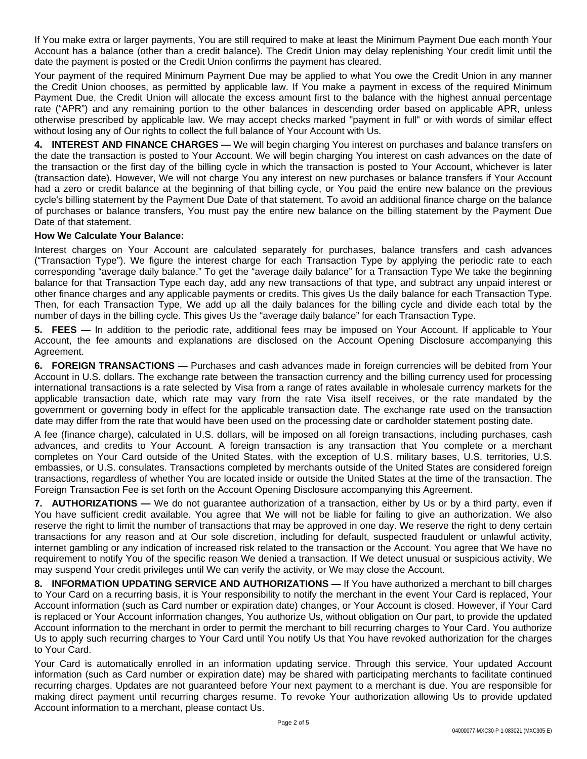If You make extra or larger payments, You are still required to make at least the Minimum Payment Due each month Your Account has a balance (other than a credit balance). The Credit Union may delay replenishing Your credit limit until the date the payment is posted or the Credit Union confirms the payment has cleared.

Your payment of the required Minimum Payment Due may be applied to what You owe the Credit Union in any manner the Credit Union chooses, as permitted by applicable law. If You make a payment in excess of the required Minimum Payment Due, the Credit Union will allocate the excess amount first to the balance with the highest annual percentage rate ("APR") and any remaining portion to the other balances in descending order based on applicable APR, unless otherwise prescribed by applicable law. We may accept checks marked "payment in full" or with words of similar effect without losing any of Our rights to collect the full balance of Your Account with Us.

**4. INTEREST AND FINANCE CHARGES —** We will begin charging You interest on purchases and balance transfers on the date the transaction is posted to Your Account. We will begin charging You interest on cash advances on the date of the transaction or the first day of the billing cycle in which the transaction is posted to Your Account, whichever is later (transaction date). However, We will not charge You any interest on new purchases or balance transfers if Your Account had a zero or credit balance at the beginning of that billing cycle, or You paid the entire new balance on the previous cycle's billing statement by the Payment Due Date of that statement. To avoid an additional finance charge on the balance of purchases or balance transfers, You must pay the entire new balance on the billing statement by the Payment Due Date of that statement.

**How We Calculate Your Balance:**

Interest charges on Your Account are calculated separately for purchases, balance transfers and cash advances ("Transaction Type"). We figure the interest charge for each Transaction Type by applying the periodic rate to each corresponding "average daily balance." To get the "average daily balance" for a Transaction Type We take the beginning balance for that Transaction Type each day, add any new transactions of that type, and subtract any unpaid interest or other finance charges and any applicable payments or credits. This gives Us the daily balance for each Transaction Type. Then, for each Transaction Type, We add up all the daily balances for the billing cycle and divide each total by the number of days in the billing cycle. This gives Us the "average daily balance" for each Transaction Type.

**5. FEES —** In addition to the periodic rate, additional fees may be imposed on Your Account. If applicable to Your Account, the fee amounts and explanations are disclosed on the Account Opening Disclosure accompanying this Agreement.

**6. FOREIGN TRANSACTIONS —** Purchases and cash advances made in foreign currencies will be debited from Your Account in U.S. dollars. The exchange rate between the transaction currency and the billing currency used for processing international transactions is a rate selected by Visa from a range of rates available in wholesale currency markets for the applicable transaction date, which rate may vary from the rate Visa itself receives, or the rate mandated by the government or governing body in effect for the applicable transaction date. The exchange rate used on the transaction date may differ from the rate that would have been used on the processing date or cardholder statement posting date.

A fee (finance charge), calculated in U.S. dollars, will be imposed on all foreign transactions, including purchases, cash advances, and credits to Your Account. A foreign transaction is any transaction that You complete or a merchant completes on Your Card outside of the United States, with the exception of U.S. military bases, U.S. territories, U.S. embassies, or U.S. consulates. Transactions completed by merchants outside of the United States are considered foreign transactions, regardless of whether You are located inside or outside the United States at the time of the transaction. The Foreign Transaction Fee is set forth on the Account Opening Disclosure accompanying this Agreement.

**7. AUTHORIZATIONS —** We do not guarantee authorization of a transaction, either by Us or by a third party, even if You have sufficient credit available. You agree that We will not be liable for failing to give an authorization. We also reserve the right to limit the number of transactions that may be approved in one day. We reserve the right to deny certain transactions for any reason and at Our sole discretion, including for default, suspected fraudulent or unlawful activity, internet gambling or any indication of increased risk related to the transaction or the Account. You agree that We have no requirement to notify You of the specific reason We denied a transaction. If We detect unusual or suspicious activity, We may suspend Your credit privileges until We can verify the activity, or We may close the Account.

**8. INFORMATION UPDATING SERVICE AND AUTHORIZATIONS —** If You have authorized a merchant to bill charges to Your Card on a recurring basis, it is Your responsibility to notify the merchant in the event Your Card is replaced, Your Account information (such as Card number or expiration date) changes, or Your Account is closed. However, if Your Card is replaced or Your Account information changes, You authorize Us, without obligation on Our part, to provide the updated Account information to the merchant in order to permit the merchant to bill recurring charges to Your Card. You authorize Us to apply such recurring charges to Your Card until You notify Us that You have revoked authorization for the charges to Your Card.

Your Card is automatically enrolled in an information updating service. Through this service, Your updated Account information (such as Card number or expiration date) may be shared with participating merchants to facilitate continued recurring charges. Updates are not guaranteed before Your next payment to a merchant is due. You are responsible for making direct payment until recurring charges resume. To revoke Your authorization allowing Us to provide updated Account information to a merchant, please contact Us.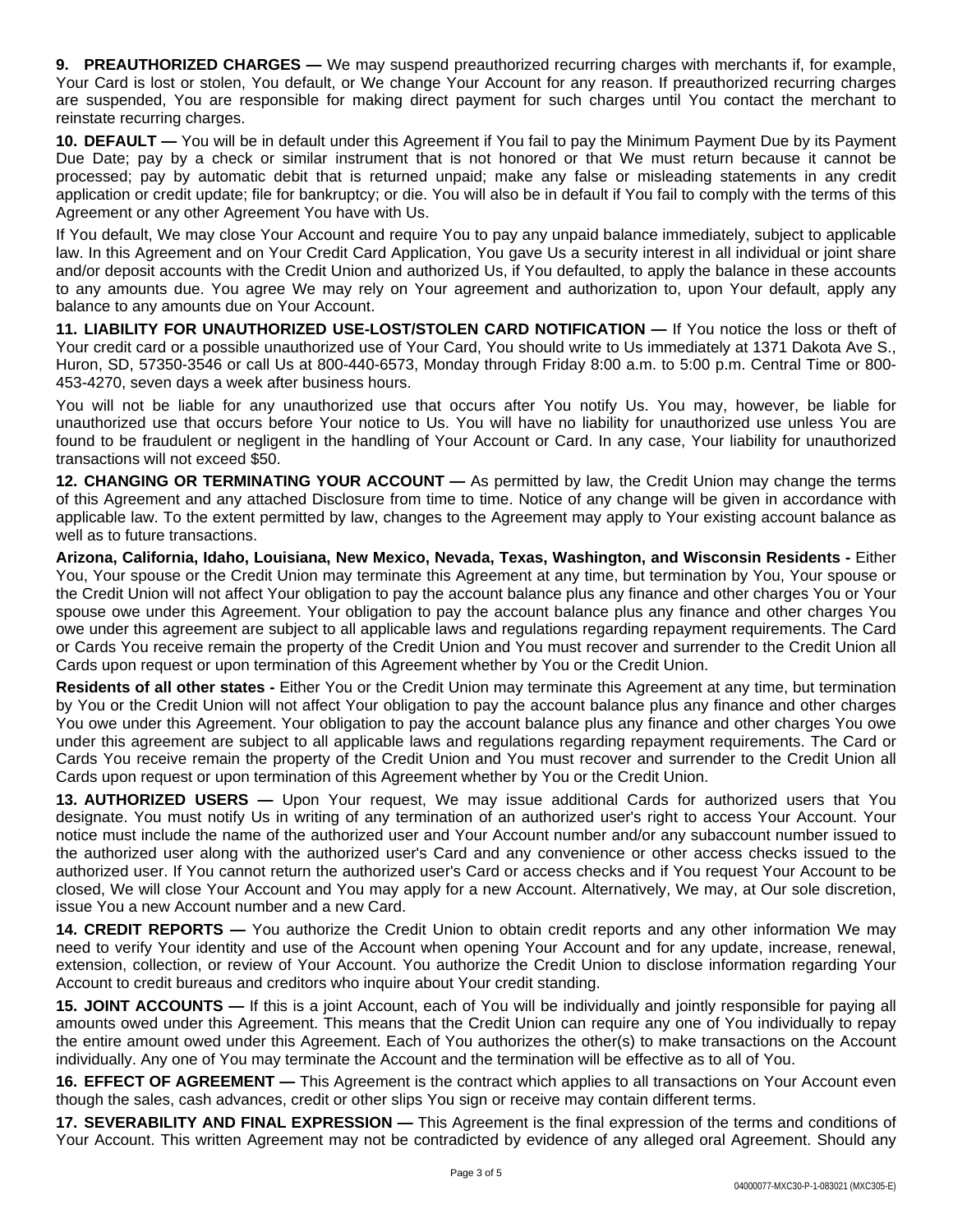**9. PREAUTHORIZED CHARGES —** We may suspend preauthorized recurring charges with merchants if, for example, Your Card is lost or stolen, You default, or We change Your Account for any reason. If preauthorized recurring charges are suspended, You are responsible for making direct payment for such charges until You contact the merchant to reinstate recurring charges.

**10. DEFAULT —** You will be in default under this Agreement if You fail to pay the Minimum Payment Due by its Payment Due Date; pay by a check or similar instrument that is not honored or that We must return because it cannot be processed; pay by automatic debit that is returned unpaid; make any false or misleading statements in any credit application or credit update; file for bankruptcy; or die. You will also be in default if You fail to comply with the terms of this Agreement or any other Agreement You have with Us.

If You default, We may close Your Account and require You to pay any unpaid balance immediately, subject to applicable law. In this Agreement and on Your Credit Card Application, You gave Us a security interest in all individual or joint share and/or deposit accounts with the Credit Union and authorized Us, if You defaulted, to apply the balance in these accounts to any amounts due. You agree We may rely on Your agreement and authorization to, upon Your default, apply any balance to any amounts due on Your Account.

**11. LIABILITY FOR UNAUTHORIZED USE-LOST/STOLEN CARD NOTIFICATION —** If You notice the loss or theft of Your credit card or a possible unauthorized use of Your Card, You should write to Us immediately at 1371 Dakota Ave S., Huron, SD, 57350-3546 or call Us at 800-440-6573, Monday through Friday 8:00 a.m. to 5:00 p.m. Central Time or 800-453-4270, seven days a week after business hours.

You will not be liable for any unauthorized use that occurs after You notify Us. You may, however, be liable for unauthorized use that occurs before Your notice to Us. You will have no liability for unauthorized use unless You are found to be fraudulent or negligent in the handling of Your Account or Card. In any case, Your liability for unauthorized transactions will not exceed $50.

**12. CHANGING OR TERMINATING YOUR ACCOUNT —** As permitted by law, the Credit Union may change the terms of this Agreement and any attached Disclosure from time to time. Notice of any change will be given in accordance with applicable law. To the extent permitted by law, changes to the Agreement may apply to Your existing account balance as well as to future transactions.

**Arizona, California, Idaho, Louisiana, New Mexico, Nevada, Texas, Washington, and Wisconsin Residents -** Either You, Your spouse or the Credit Union may terminate this Agreement at any time, but termination by You, Your spouse or the Credit Union will not affect Your obligation to pay the account balance plus any finance and other charges You or Your spouse owe under this Agreement. Your obligation to pay the account balance plus any finance and other charges You owe under this agreement are subject to all applicable laws and regulations regarding repayment requirements. The Card or Cards You receive remain the property of the Credit Union and You must recover and surrender to the Credit Union all Cards upon request or upon termination of this Agreement whether by You or the Credit Union.

**Residents of all other states -** Either You or the Credit Union may terminate this Agreement at any time, but termination by You or the Credit Union will not affect Your obligation to pay the account balance plus any finance and other charges You owe under this Agreement. Your obligation to pay the account balance plus any finance and other charges You owe under this agreement are subject to all applicable laws and regulations regarding repayment requirements. The Card or Cards You receive remain the property of the Credit Union and You must recover and surrender to the Credit Union all Cards upon request or upon termination of this Agreement whether by You or the Credit Union.

**13. AUTHORIZED USERS —** Upon Your request, We may issue additional Cards for authorized users that You designate. You must notify Us in writing of any termination of an authorized user's right to access Your Account. Your notice must include the name of the authorized user and Your Account number and/or any subaccount number issued to the authorized user along with the authorized user's Card and any convenience or other access checks issued to the authorized user. If You cannot return the authorized user's Card or access checks and if You request Your Account to be closed, We will close Your Account and You may apply for a new Account. Alternatively, We may, at Our sole discretion, issue You a new Account number and a new Card.

**14. CREDIT REPORTS —** You authorize the Credit Union to obtain credit reports and any other information We may need to verify Your identity and use of the Account when opening Your Account and for any update, increase, renewal, extension, collection, or review of Your Account. You authorize the Credit Union to disclose information regarding Your Account to credit bureaus and creditors who inquire about Your credit standing.

**15. JOINT ACCOUNTS —** If this is a joint Account, each of You will be individually and jointly responsible for paying all amounts owed under this Agreement. This means that the Credit Union can require any one of You individually to repay the entire amount owed under this Agreement. Each of You authorizes the other(s) to make transactions on the Account individually. Any one of You may terminate the Account and the termination will be effective as to all of You.

**16. EFFECT OF AGREEMENT —** This Agreement is the contract which applies to all transactions on Your Account even though the sales, cash advances, credit or other slips You sign or receive may contain different terms.

**17. SEVERABILITY AND FINAL EXPRESSION —** This Agreement is the final expression of the terms and conditions of Your Account. This written Agreement may not be contradicted by evidence of any alleged oral Agreement. Should any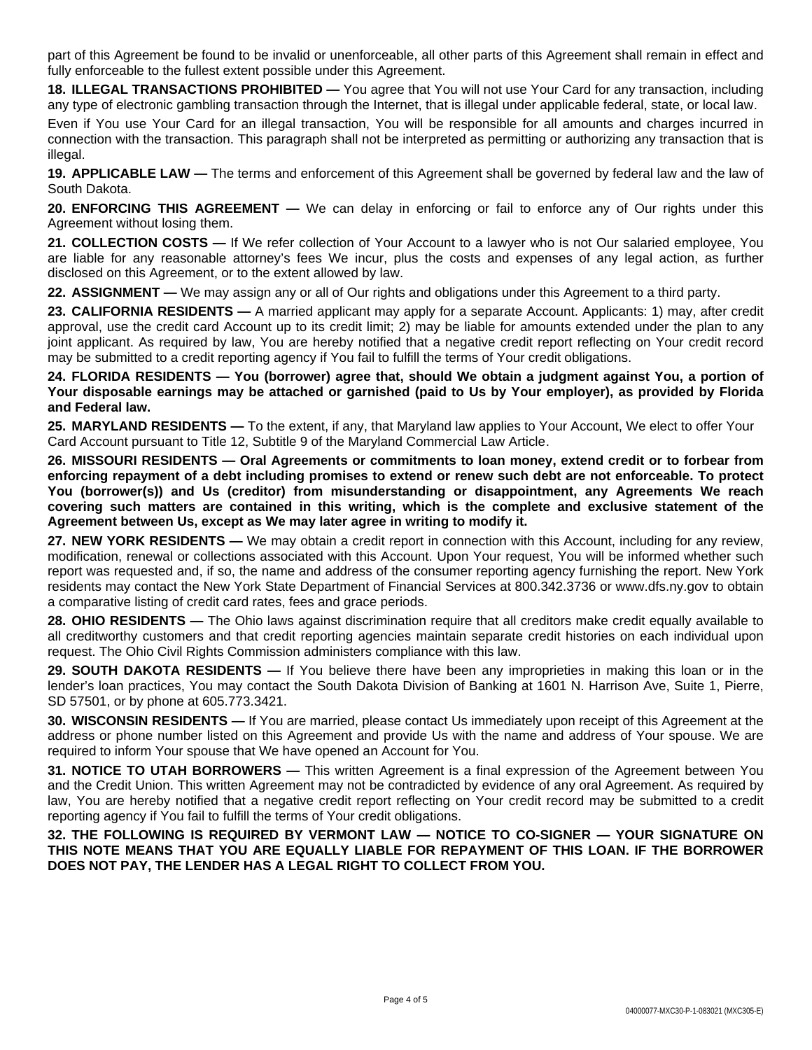part of this Agreement be found to be invalid or unenforceable, all other parts of this Agreement shall remain in effect and fully enforceable to the fullest extent possible under this Agreement.

**18. ILLEGAL TRANSACTIONS PROHIBITED —** You agree that You will not use Your Card for any transaction, including any type of electronic gambling transaction through the Internet, that is illegal under applicable federal, state, or local law.

Even if You use Your Card for an illegal transaction, You will be responsible for all amounts and charges incurred in connection with the transaction. This paragraph shall not be interpreted as permitting or authorizing any transaction that is illegal.

**19. APPLICABLE LAW —** The terms and enforcement of this Agreement shall be governed by federal law and the law of South Dakota.

**20. ENFORCING THIS AGREEMENT —** We can delay in enforcing or fail to enforce any of Our rights under this Agreement without losing them.

**21. COLLECTION COSTS —** If We refer collection of Your Account to a lawyer who is not Our salaried employee, You are liable for any reasonable attorney's fees We incur, plus the costs and expenses of any legal action, as further disclosed on this Agreement, or to the extent allowed by law.

**22. ASSIGNMENT —** We may assign any or all of Our rights and obligations under this Agreement to a third party.

**23. CALIFORNIA RESIDENTS —** A married applicant may apply for a separate Account. Applicants: 1) may, after credit approval, use the credit card Account up to its credit limit; 2) may be liable for amounts extended under the plan to any joint applicant. As required by law, You are hereby notified that a negative credit report reflecting on Your credit record may be submitted to a credit reporting agency if You fail to fulfill the terms of Your credit obligations.

**24. FLORIDA RESIDENTS — You (borrower) agree that, should We obtain a judgment against You, a portion of Your disposable earnings may be attached or garnished (paid to Us by Your employer), as provided by Florida and Federal law.**

**25. MARYLAND RESIDENTS —** To the extent, if any, that Maryland law applies to Your Account, We elect to offer Your Card Account pursuant to Title 12, Subtitle 9 of the Maryland Commercial Law Article.

**26. MISSOURI RESIDENTS — Oral Agreements or commitments to loan money, extend credit or to forbear from enforcing repayment of a debt including promises to extend or renew such debt are not enforceable. To protect You (borrower(s)) and Us (creditor) from misunderstanding or disappointment, any Agreements We reach covering such matters are contained in this writing, which is the complete and exclusive statement of the Agreement between Us, except as We may later agree in writing to modify it.**

**27. NEW YORK RESIDENTS —** We may obtain a credit report in connection with this Account, including for any review, modification, renewal or collections associated with this Account. Upon Your request, You will be informed whether such report was requested and, if so, the name and address of the consumer reporting agency furnishing the report. New York residents may contact the New York State Department of Financial Services at 800.342.3736 or www.dfs.ny.gov to obtain a comparative listing of credit card rates, fees and grace periods.

**28. OHIO RESIDENTS —** The Ohio laws against discrimination require that all creditors make credit equally available to all creditworthy customers and that credit reporting agencies maintain separate credit histories on each individual upon request. The Ohio Civil Rights Commission administers compliance with this law.

**29. SOUTH DAKOTA RESIDENTS —** If You believe there have been any improprieties in making this loan or in the lender's loan practices, You may contact the South Dakota Division of Banking at 1601 N. Harrison Ave, Suite 1, Pierre, SD 57501, or by phone at 605.773.3421.

**30. WISCONSIN RESIDENTS —** If You are married, please contact Us immediately upon receipt of this Agreement at the address or phone number listed on this Agreement and provide Us with the name and address of Your spouse. We are required to inform Your spouse that We have opened an Account for You.

**31. NOTICE TO UTAH BORROWERS —** This written Agreement is a final expression of the Agreement between You and the Credit Union. This written Agreement may not be contradicted by evidence of any oral Agreement. As required by law, You are hereby notified that a negative credit report reflecting on Your credit record may be submitted to a credit reporting agency if You fail to fulfill the terms of Your credit obligations.

**32. THE FOLLOWING IS REQUIRED BY VERMONT LAW — NOTICE TO CO-SIGNER — YOUR SIGNATURE ON THIS NOTE MEANS THAT YOU ARE EQUALLY LIABLE FOR REPAYMENT OF THIS LOAN. IF THE BORROWER DOES NOT PAY, THE LENDER HAS A LEGAL RIGHT TO COLLECT FROM YOU.**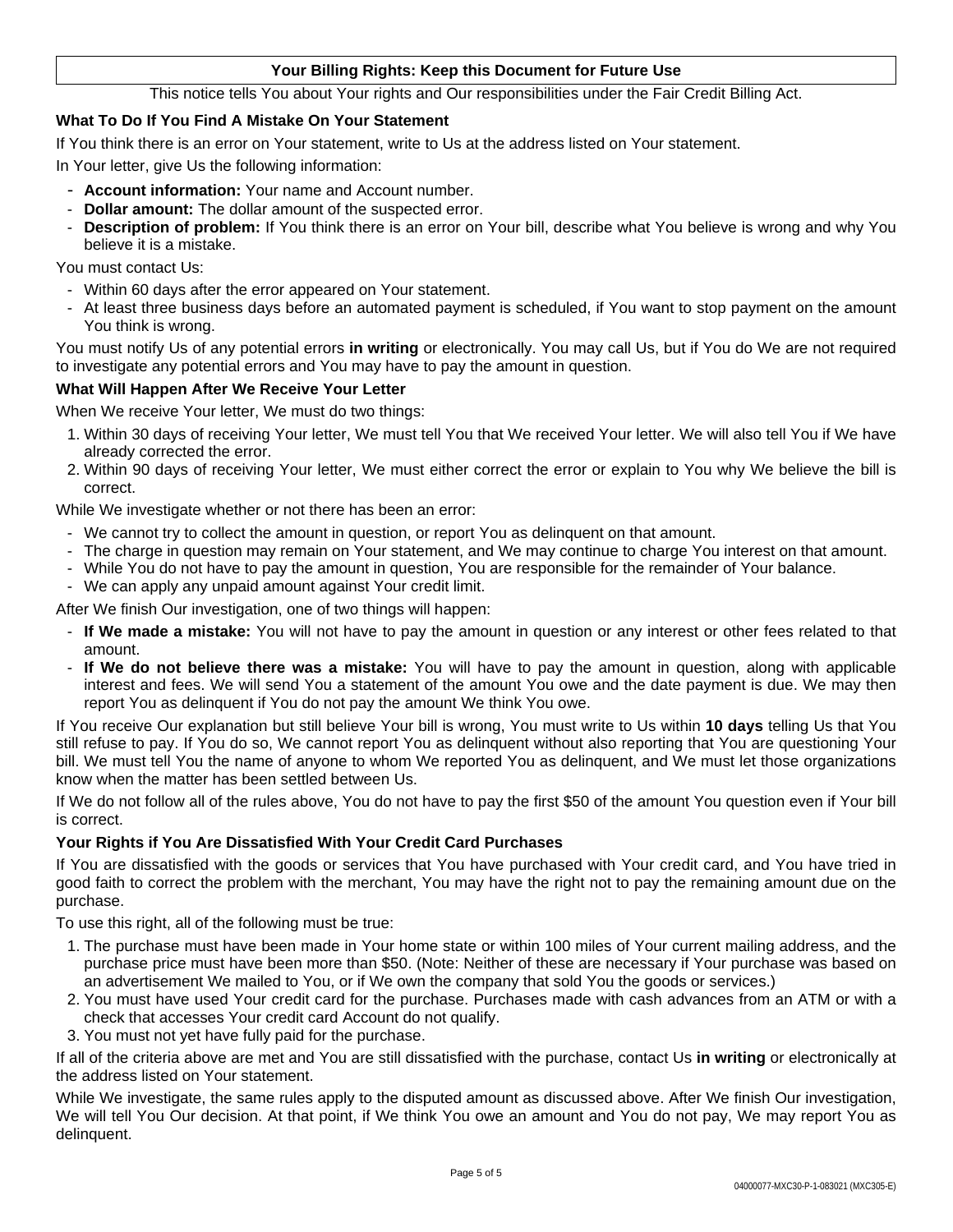## Your Billing Rights: Keep this Document for Future Use

This notice tells You about Your rights and Our responsibilities under the Fair Credit Billing Act.

### What To Do If You Find A Mistake On Your Statement

If You think there is an error on Your statement, write to Us at the address listed on Your statement.

In Your letter, give Us the following information:

- **Account information:** Your name and Account number.
- **Dollar amount:** The dollar amount of the suspected error.
- **Description of problem:** If You think there is an error on Your bill, describe what You believe is wrong and why You believe it is a mistake.

You must contact Us:

- Within 60 days after the error appeared on Your statement.
- At least three business days before an automated payment is scheduled, if You want to stop payment on the amount You think is wrong.

You must notify Us of any potential errors **in writing** or electronically. You may call Us, but if You do We are not required to investigate any potential errors and You may have to pay the amount in question.

### What Will Happen After We Receive Your Letter

When We receive Your letter, We must do two things:

1. Within 30 days of receiving Your letter, We must tell You that We received Your letter. We will also tell You if We have already corrected the error.
2. Within 90 days of receiving Your letter, We must either correct the error or explain to You why We believe the bill is correct.

While We investigate whether or not there has been an error:

- We cannot try to collect the amount in question, or report You as delinquent on that amount.
- The charge in question may remain on Your statement, and We may continue to charge You interest on that amount.
- While You do not have to pay the amount in question, You are responsible for the remainder of Your balance.
- We can apply any unpaid amount against Your credit limit.

After We finish Our investigation, one of two things will happen:

- **If We made a mistake:** You will not have to pay the amount in question or any interest or other fees related to that amount.
- **If We do not believe there was a mistake:** You will have to pay the amount in question, along with applicable interest and fees. We will send You a statement of the amount You owe and the date payment is due. We may then report You as delinquent if You do not pay the amount We think You owe.

If You receive Our explanation but still believe Your bill is wrong, You must write to Us within **10 days** telling Us that You still refuse to pay. If You do so, We cannot report You as delinquent without also reporting that You are questioning Your bill. We must tell You the name of anyone to whom We reported You as delinquent, and We must let those organizations know when the matter has been settled between Us.

If We do not follow all of the rules above, You do not have to pay the first $50 of the amount You question even if Your bill is correct.

### Your Rights if You Are Dissatisfied With Your Credit Card Purchases

If You are dissatisfied with the goods or services that You have purchased with Your credit card, and You have tried in good faith to correct the problem with the merchant, You may have the right not to pay the remaining amount due on the purchase.

To use this right, all of the following must be true:

1. The purchase must have been made in Your home state or within 100 miles of Your current mailing address, and the purchase price must have been more than $50. (Note: Neither of these are necessary if Your purchase was based on an advertisement We mailed to You, or if We own the company that sold You the goods or services.)
2. You must have used Your credit card for the purchase. Purchases made with cash advances from an ATM or with a check that accesses Your credit card Account do not qualify.
3. You must not yet have fully paid for the purchase.

If all of the criteria above are met and You are still dissatisfied with the purchase, contact Us **in writing** or electronically at the address listed on Your statement.

While We investigate, the same rules apply to the disputed amount as discussed above. After We finish Our investigation, We will tell You Our decision. At that point, if We think You owe an amount and You do not pay, We may report You as delinquent.

04000077-MXC30-P-1-083021 (MXC305-E)